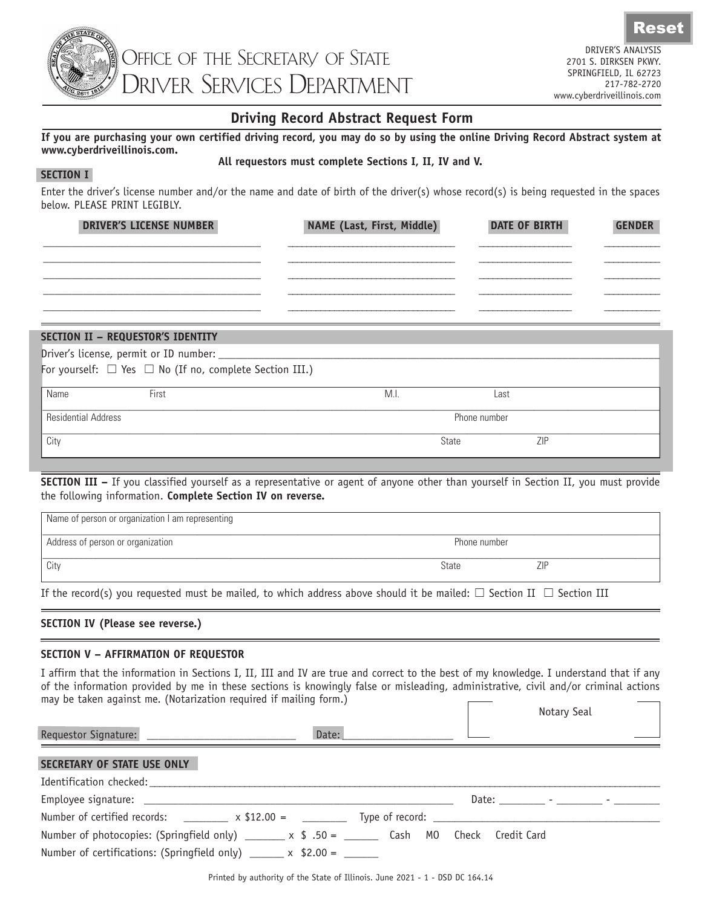Reset

# Office of the Secretary of State
# Driver Services Department

DRIVER'S ANALYSIS
2701 S. DIRKSEN PKWY.
SPRINGFIELD, IL 62723
217-782-2720
www.cyberdriveillinois.com

## Driving Record Abstract Request Form

**If you are purchasing your own certified driving record, you may do so by using the online Driving Record Abstract system at www.cyberdriveillinois.com.**

**All requestors must complete Sections I, II, IV and V.**

### SECTION I

Enter the driver's license number and/or the name and date of birth of the driver(s) whose record(s) is being requested in the spaces below. PLEASE PRINT LEGIBLY.

| DRIVER'S LICENSE NUMBER | NAME (Last, First, Middle) | DATE OF BIRTH | GENDER |
|---|---|---|---|
| | | | |
| | | | |
| | | | |
| | | | |
| | | | |

### SECTION II – REQUESTOR'S IDENTITY

Driver's license, permit or ID number: ______________________

For yourself: ☐ Yes ☐ No (If no, complete Section III.)

| Name First | M.I. | Last |
|---|---|---|
| Residential Address | | Phone number |
| City | State | ZIP |

**SECTION III –** If you classified yourself as a representative or agent of anyone other than yourself in Section II, you must provide the following information. **Complete Section IV on reverse.**

| Name of person or organization I am representing | | |
|---|---|---|
| Address of person or organization | | Phone number |
| City | State | ZIP |

If the record(s) you requested must be mailed, to which address above should it be mailed: ☐ Section II ☐ Section III

### SECTION IV (Please see reverse.)

### SECTION V – AFFIRMATION OF REQUESTOR

I affirm that the information in Sections I, II, III and IV are true and correct to the best of my knowledge. I understand that if any of the information provided by me in these sections is knowingly false or misleading, administrative, civil and/or criminal actions may be taken against me. (Notarization required if mailing form.)

Notary Seal

Requestor Signature: ______________________ Date: ______________

### SECRETARY OF STATE USE ONLY

Identification checked: ______________________

Employee signature: ______________________ Date: ________ - ________ - ________

Number of certified records: ________ x $12.00 = ________ Type of record: ______________________

Number of photocopies: (Springfield only) _______ x $ .50 = ______ Cash MO Check Credit Card

Number of certifications: (Springfield only) ______ x $2.00 = ______

Printed by authority of the State of Illinois. June 2021 - 1 - DSD DC 164.14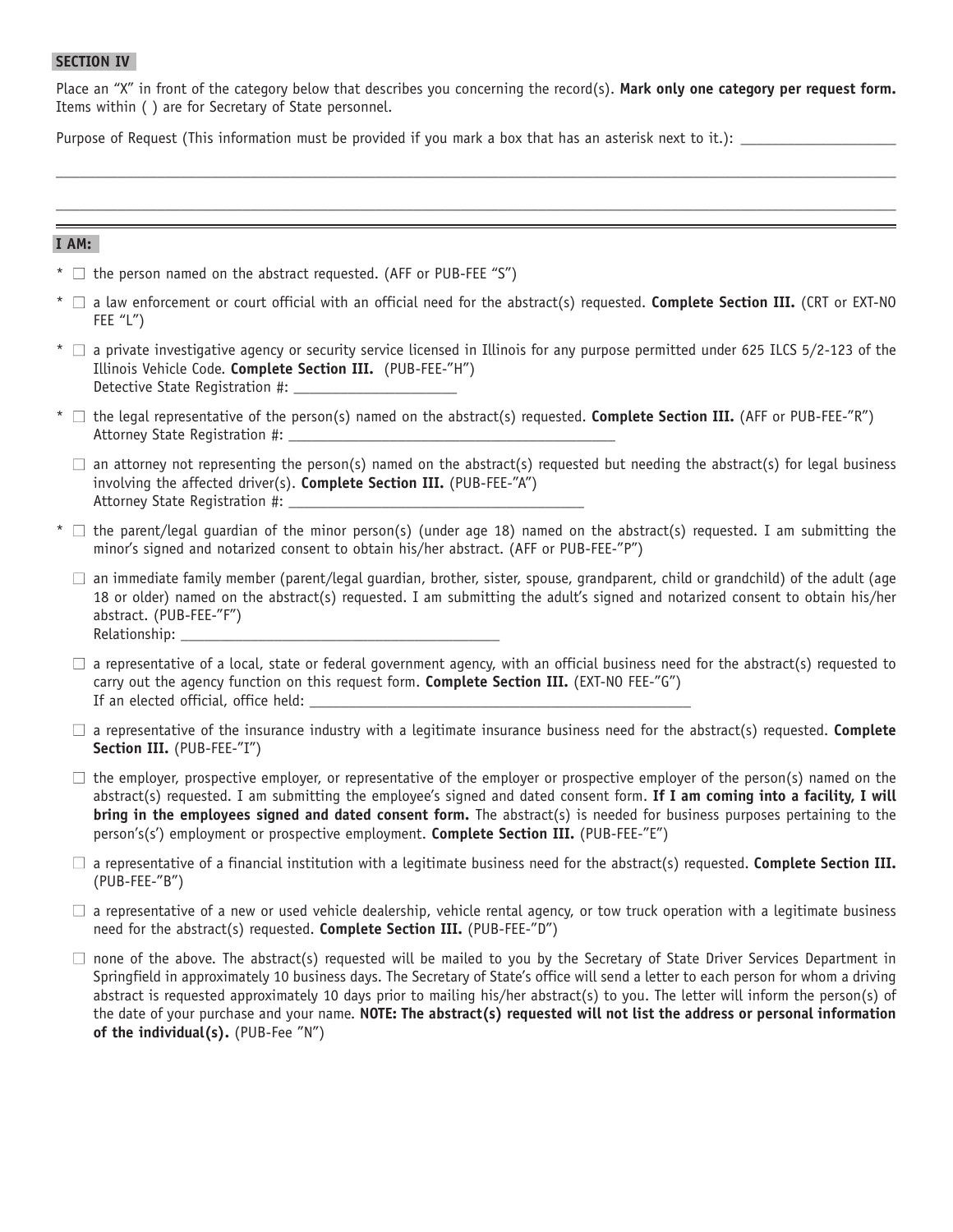**SECTION IV**

Place an "X" in front of the category below that describes you concerning the record(s). **Mark only one category per request form.** Items within ( ) are for Secretary of State personnel.

Purpose of Request (This information must be provided if you mark a box that has an asterisk next to it.): ____________________

_______________________________________________________________________________________________

_______________________________________________________________________________________________

**I AM:**

* ☐ the person named on the abstract requested. (AFF or PUB-FEE "S")
* ☐ a law enforcement or court official with an official need for the abstract(s) requested. **Complete Section III.** (CRT or EXT-NO FEE "L")
* ☐ a private investigative agency or security service licensed in Illinois for any purpose permitted under 625 ILCS 5/2-123 of the Illinois Vehicle Code. **Complete Section III.** (PUB-FEE-"H")
  Detective State Registration #: ______________________
* ☐ the legal representative of the person(s) named on the abstract(s) requested. **Complete Section III.** (AFF or PUB-FEE-"R")
  Attorney State Registration #: ____________________________________________
- ☐ an attorney not representing the person(s) named on the abstract(s) requested but needing the abstract(s) for legal business involving the affected driver(s). **Complete Section III.** (PUB-FEE-"A")
  Attorney State Registration #: ________________________________________
* ☐ the parent/legal guardian of the minor person(s) (under age 18) named on the abstract(s) requested. I am submitting the minor's signed and notarized consent to obtain his/her abstract. (AFF or PUB-FEE-"P")
- ☐ an immediate family member (parent/legal guardian, brother, sister, spouse, grandparent, child or grandchild) of the adult (age 18 or older) named on the abstract(s) requested. I am submitting the adult's signed and notarized consent to obtain his/her abstract. (PUB-FEE-"F")
  Relationship: ___________________________________________
- ☐ a representative of a local, state or federal government agency, with an official business need for the abstract(s) requested to carry out the agency function on this request form. **Complete Section III.** (EXT-NO FEE-"G")
  If an elected official, office held: _____________________________________________________
- ☐ a representative of the insurance industry with a legitimate insurance business need for the abstract(s) requested. **Complete Section III.** (PUB-FEE-"I")
- ☐ the employer, prospective employer, or representative of the employer or prospective employer of the person(s) named on the abstract(s) requested. I am submitting the employee's signed and dated consent form. **If I am coming into a facility, I will bring in the employees signed and dated consent form.** The abstract(s) is needed for business purposes pertaining to the person's(s') employment or prospective employment. **Complete Section III.** (PUB-FEE-"E")
- ☐ a representative of a financial institution with a legitimate business need for the abstract(s) requested. **Complete Section III.** (PUB-FEE-"B")
- ☐ a representative of a new or used vehicle dealership, vehicle rental agency, or tow truck operation with a legitimate business need for the abstract(s) requested. **Complete Section III.** (PUB-FEE-"D")
- ☐ none of the above. The abstract(s) requested will be mailed to you by the Secretary of State Driver Services Department in Springfield in approximately 10 business days. The Secretary of State's office will send a letter to each person for whom a driving abstract is requested approximately 10 days prior to mailing his/her abstract(s) to you. The letter will inform the person(s) of the date of your purchase and your name. **NOTE: The abstract(s) requested will not list the address or personal information of the individual(s).** (PUB-Fee "N")